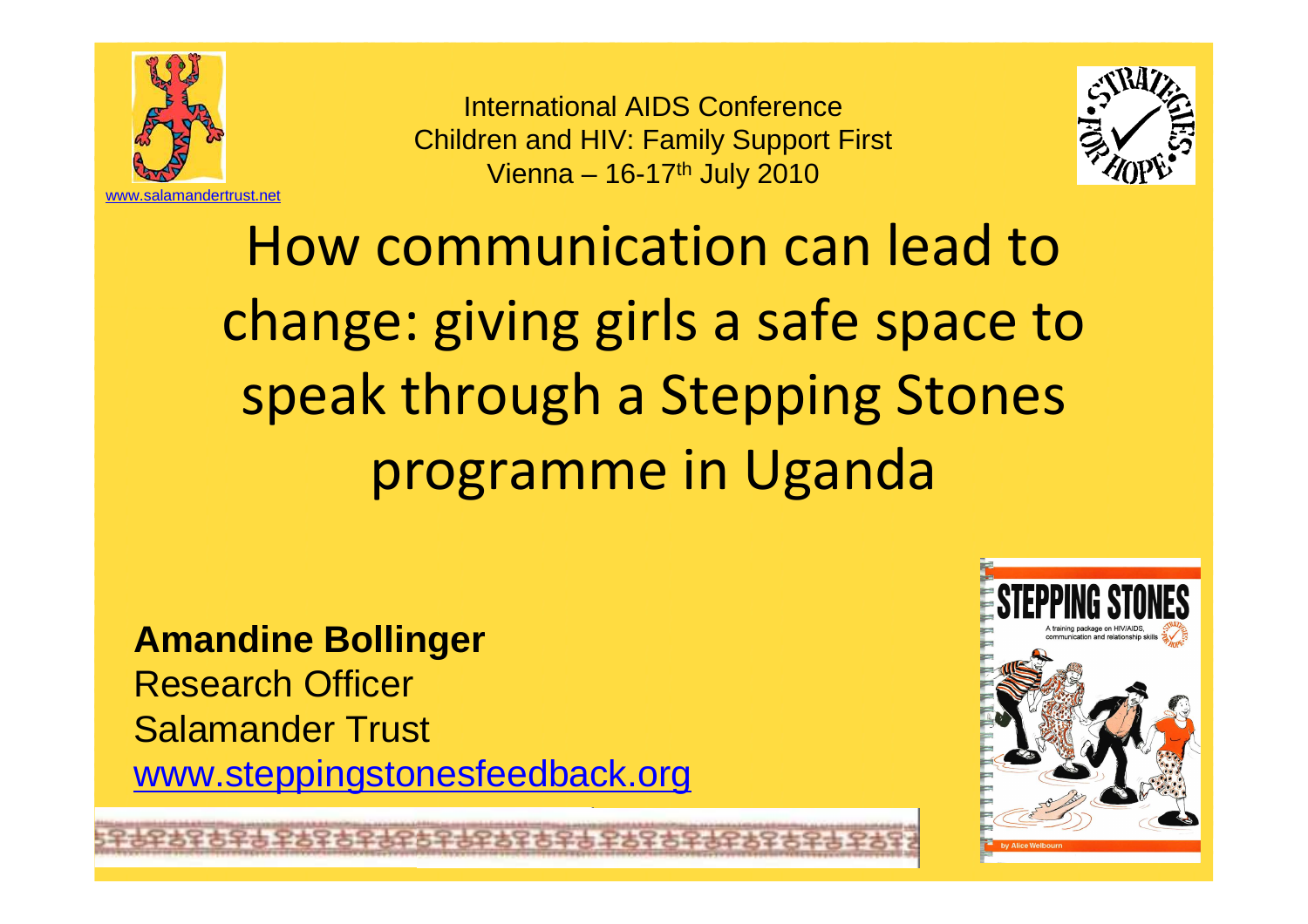www.salamandertrust.net

International AIDS Conference
Children and HIV: Family Support First
Vienna – 16-17th July 2010

# How communication can lead to change: giving girls a safe space to speak through a Stepping Stones programme in Uganda

**Amandine Bollinger**
Research Officer
Salamander Trust
www.steppingstonesfeedback.org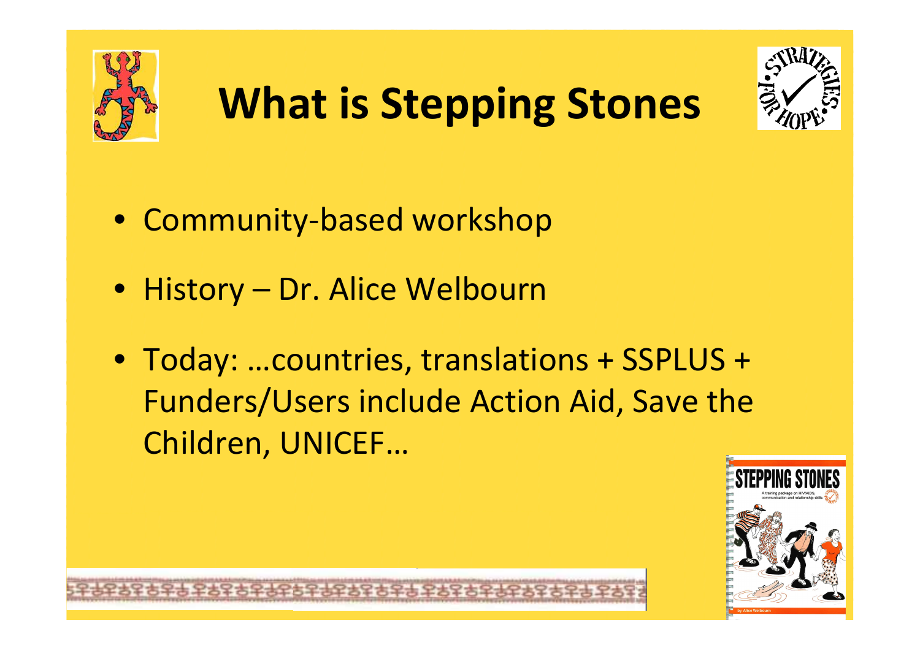# What is Stepping Stones

- Community-based workshop
- History – Dr. Alice Welbourn
- Today: …countries, translations + SSPLUS + Funders/Users include Action Aid, Save the Children, UNICEF…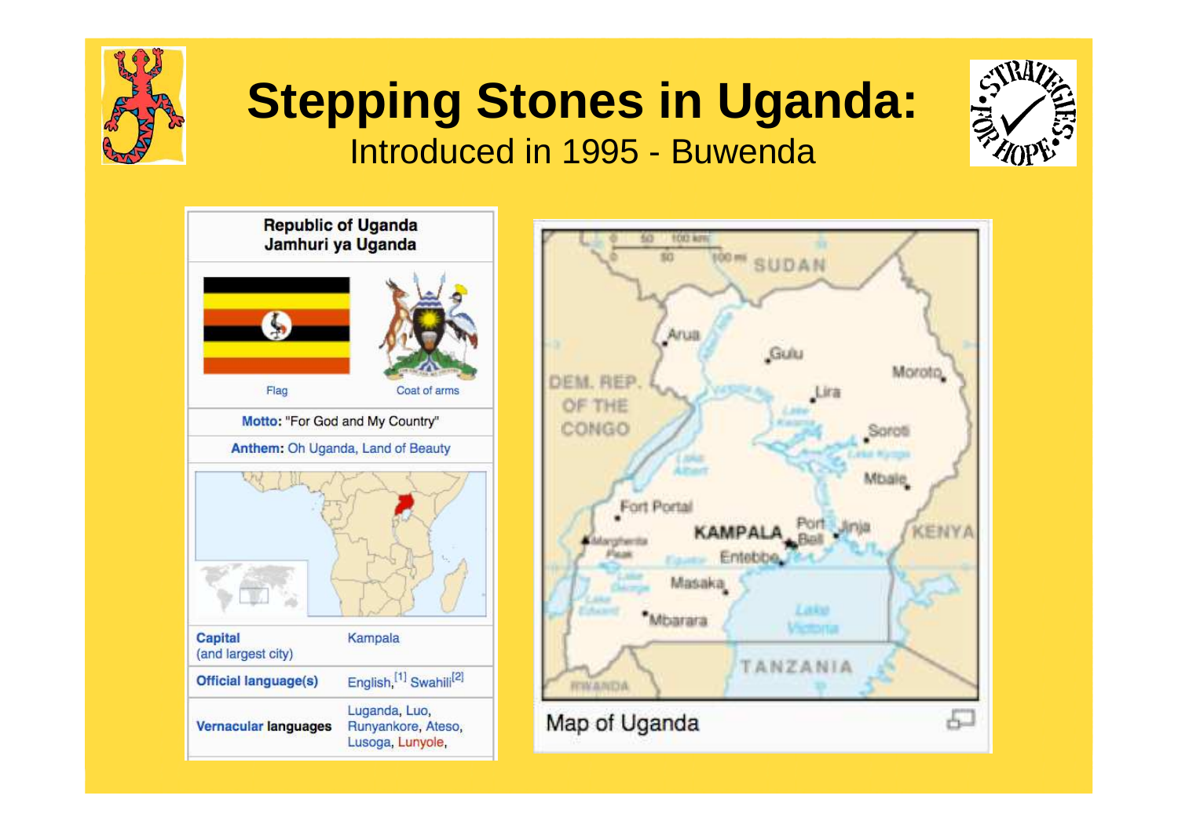# Stepping Stones in Uganda:

Introduced in 1995 - Buwenda

**Republic of Uganda**
**Jamhuri ya Uganda**

Flag | Coat of arms

**Motto:** "For God and My Country"

**Anthem:** Oh Uganda, Land of Beauty

| | |
|---|---|
| **Capital** (and largest city) | Kampala |
| **Official language(s)** | English,[1] Swahili[2] |
| **Vernacular languages** | Luganda, Luo, Runyankore, Ateso, Lusoga, Lunyole, |

Map of Uganda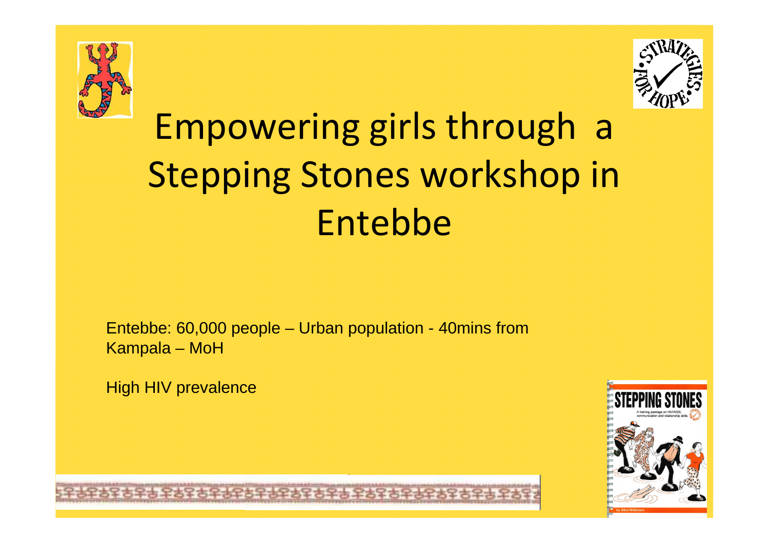# Empowering girls through a Stepping Stones workshop in Entebbe

Entebbe: 60,000 people – Urban population - 40mins from Kampala – MoH

High HIV prevalence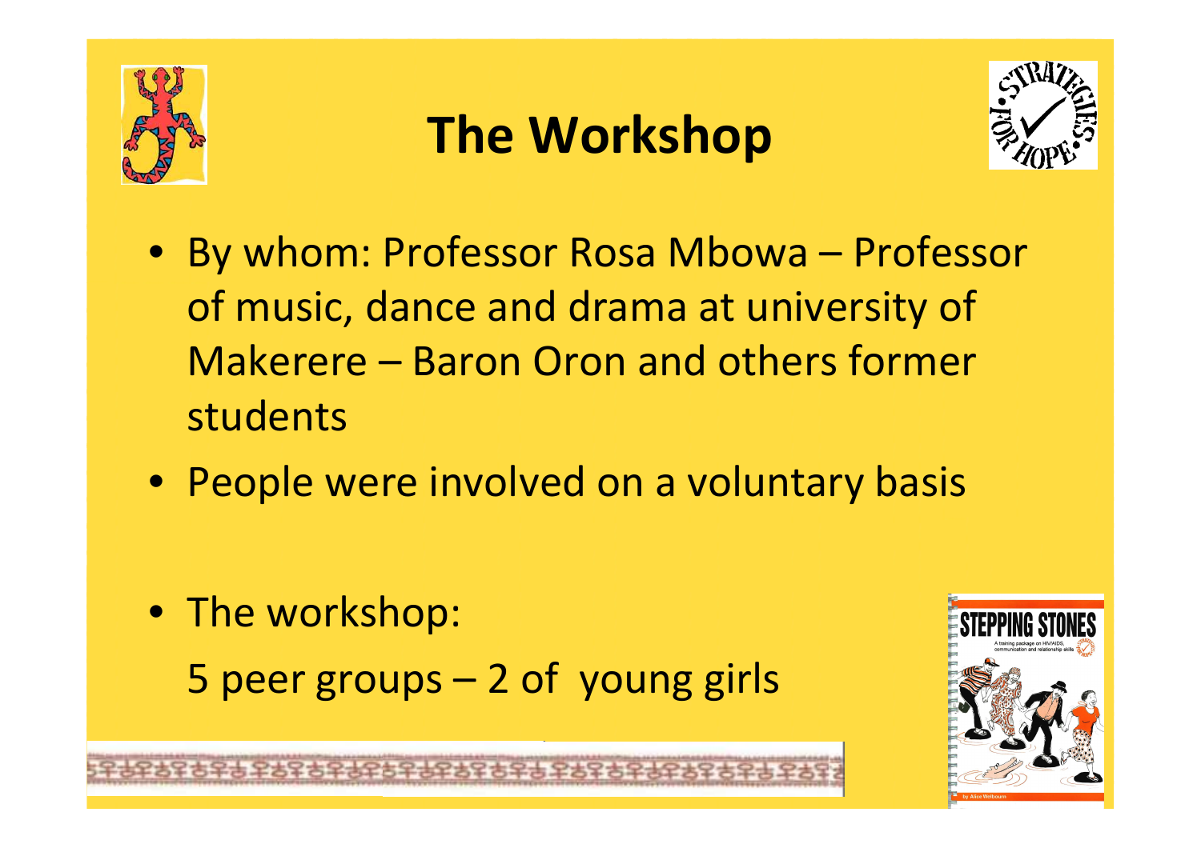# The Workshop

- By whom: Professor Rosa Mbowa – Professor of music, dance and drama at university of Makerere – Baron Oron and others former students
- People were involved on a voluntary basis
- The workshop:

  5 peer groups – 2 of young girls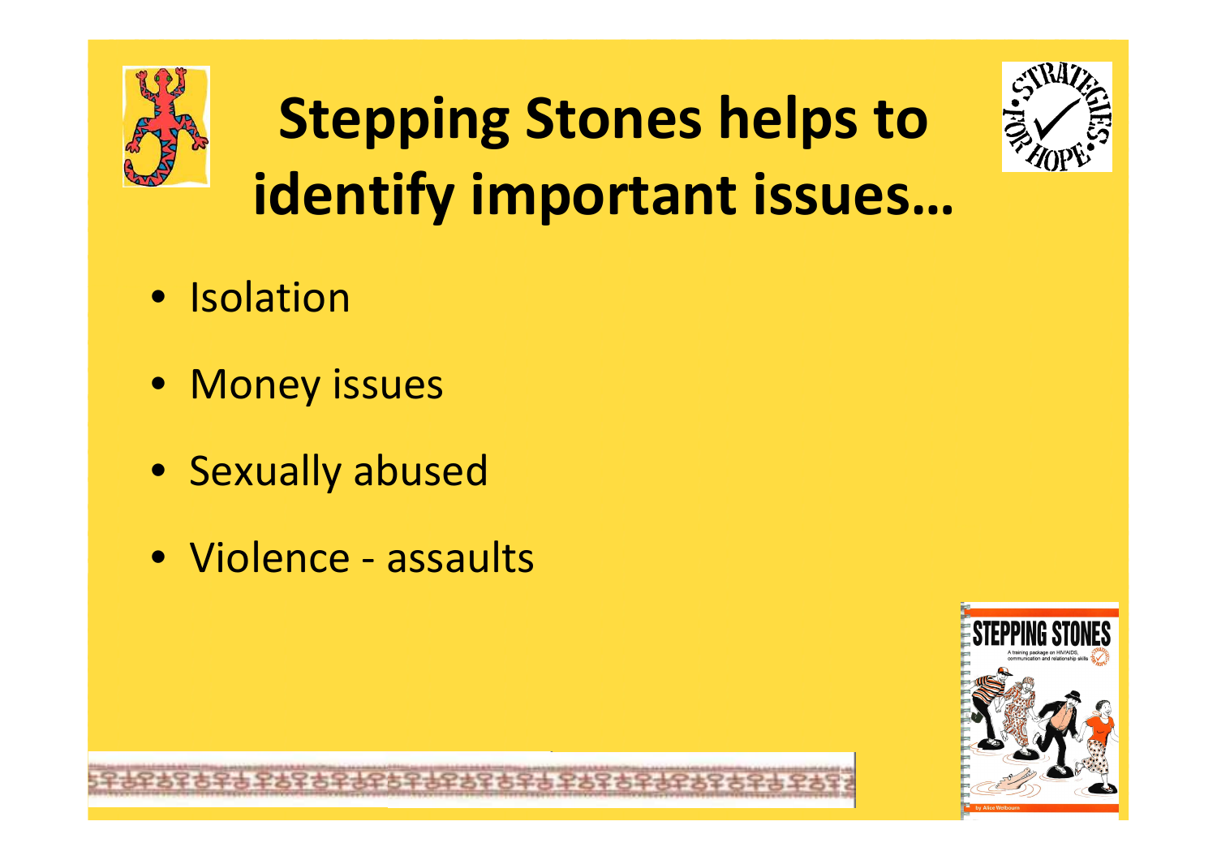# Stepping Stones helps to identify important issues…

- Isolation
- Money issues
- Sexually abused
- Violence - assaults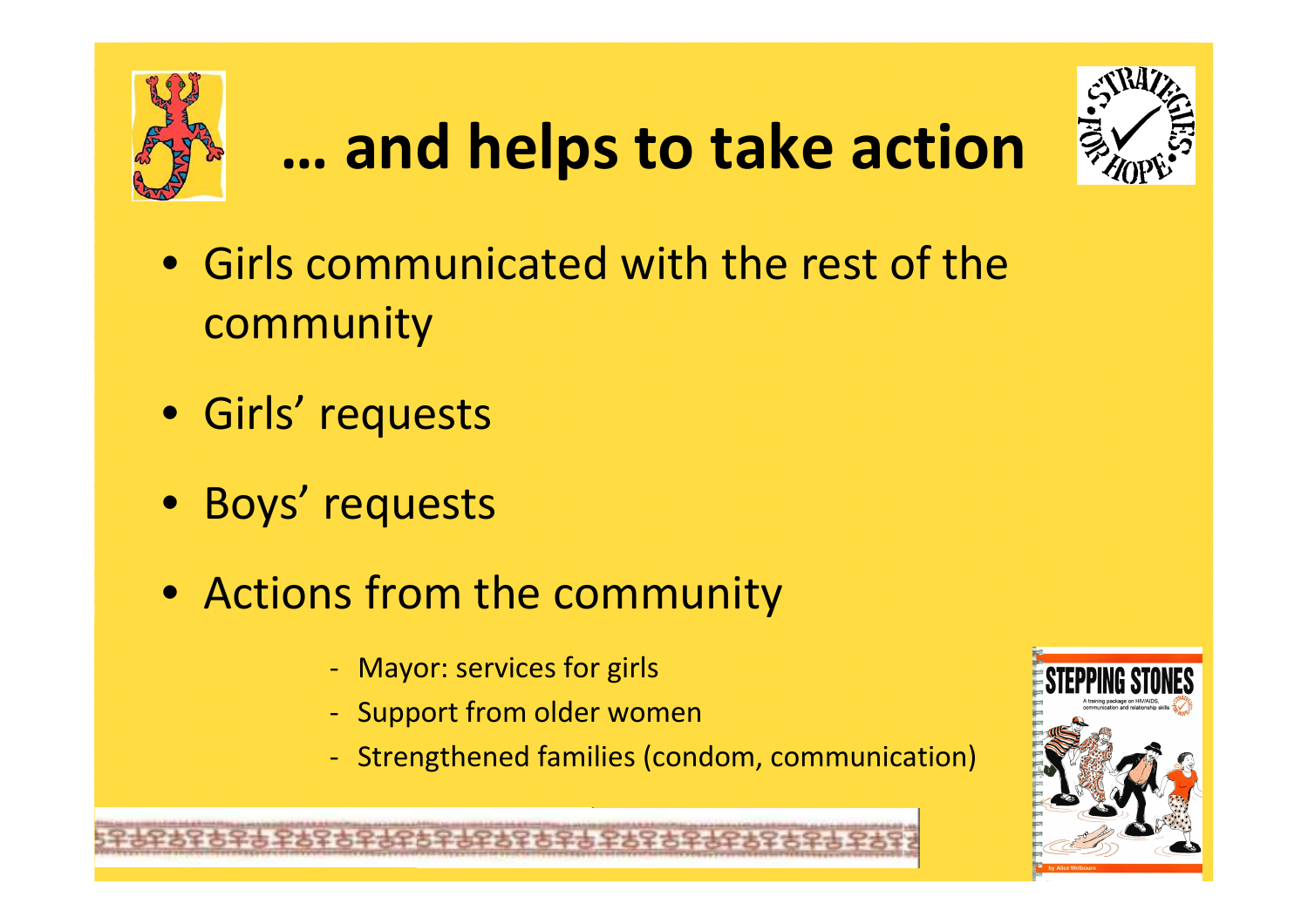# … and helps to take action

- Girls communicated with the rest of the community
- Girls' requests
- Boys' requests
- Actions from the community
    - Mayor: services for girls
    - Support from older women
    - Strengthened families (condom, communication)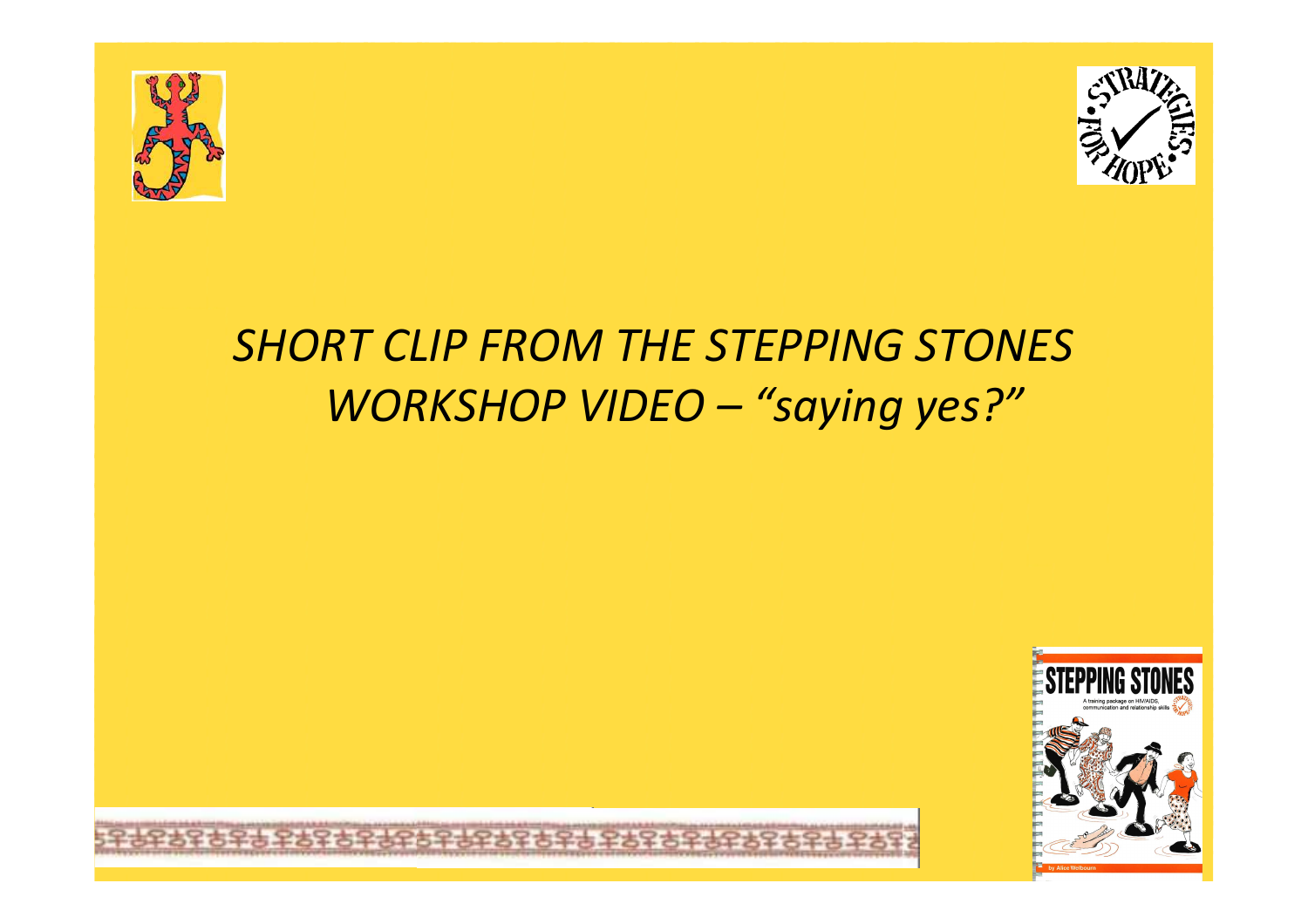*SHORT CLIP FROM THE STEPPING STONES WORKSHOP VIDEO – "saying yes?"*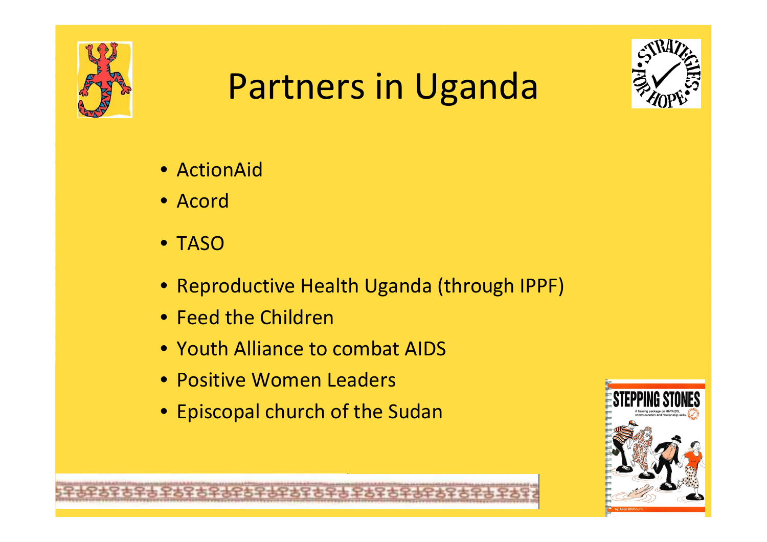# Partners in Uganda

- ActionAid
- Acord
- TASO
- Reproductive Health Uganda (through IPPF)
- Feed the Children
- Youth Alliance to combat AIDS
- Positive Women Leaders
- Episcopal church of the Sudan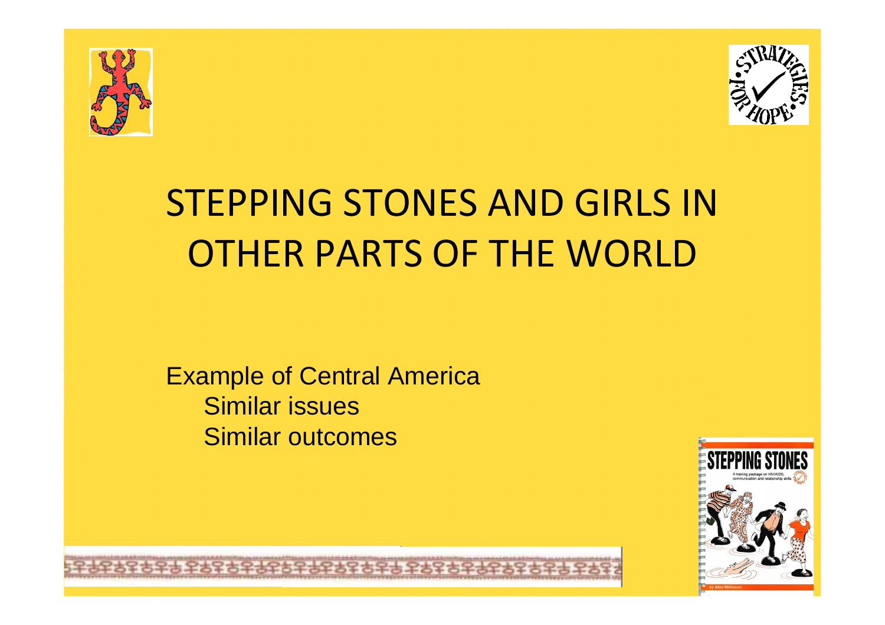# STEPPING STONES AND GIRLS IN OTHER PARTS OF THE WORLD

Example of Central America
- Similar issues
- Similar outcomes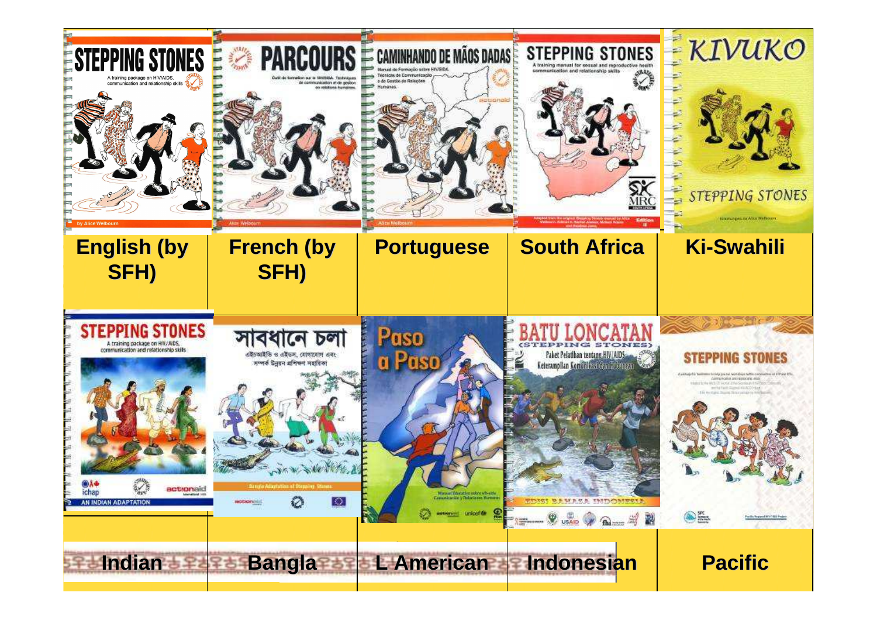| English (by SFH) | French (by SFH) | Portuguese | South Africa | Ki-Swahili |
|---|---|---|---|---|
| Indian | Bangla | L American | Indonesian | Pacific |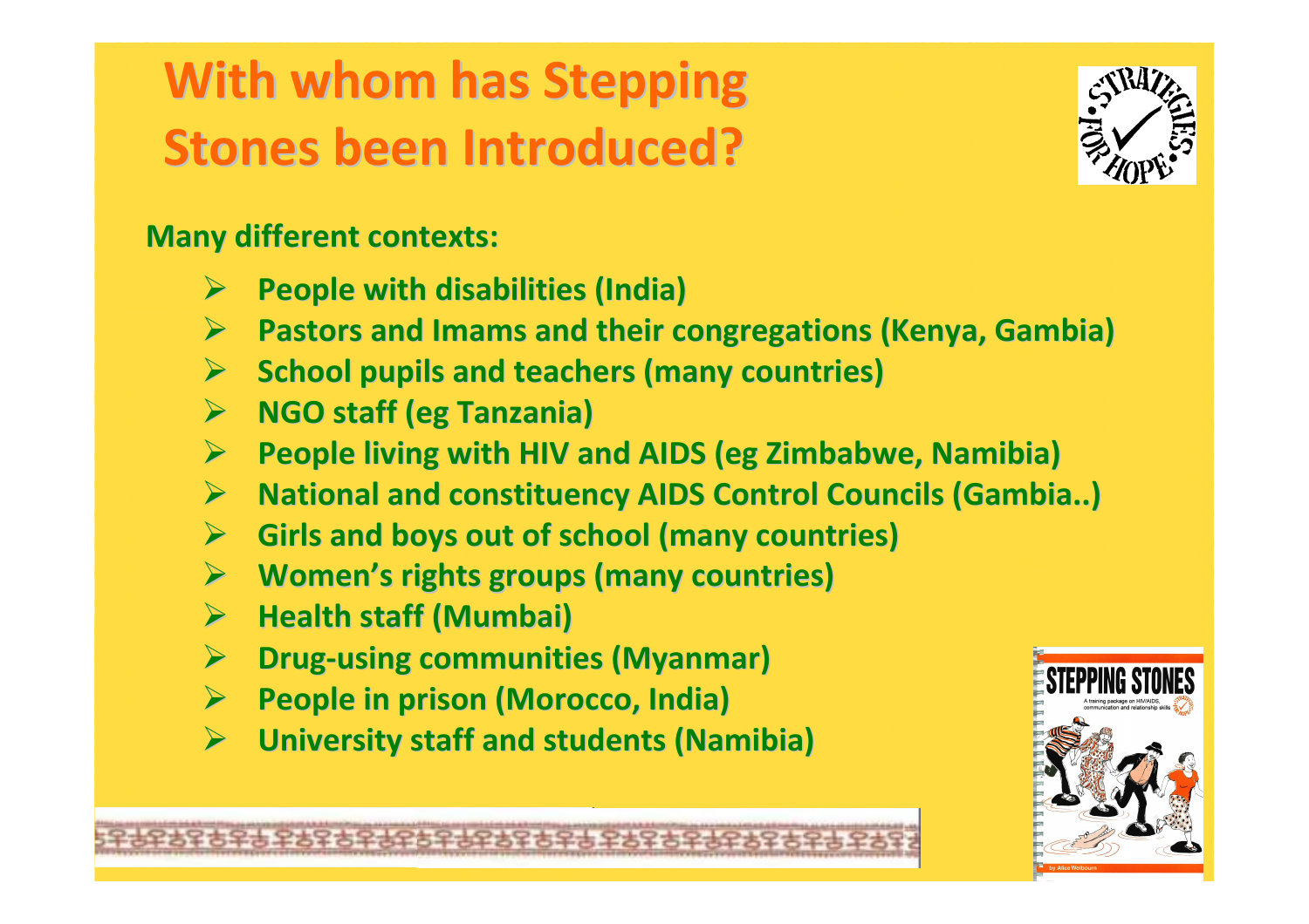# With whom has Stepping Stones been Introduced?

**Many different contexts:**

- **People with disabilities (India)**
- **Pastors and Imams and their congregations (Kenya, Gambia)**
- **School pupils and teachers (many countries)**
- **NGO staff (eg Tanzania)**
- **People living with HIV and AIDS (eg Zimbabwe, Namibia)**
- **National and constituency AIDS Control Councils (Gambia..)**
- **Girls and boys out of school (many countries)**
- **Women's rights groups (many countries)**
- **Health staff (Mumbai)**
- **Drug-using communities (Myanmar)**
- **People in prison (Morocco, India)**
- **University staff and students (Namibia)**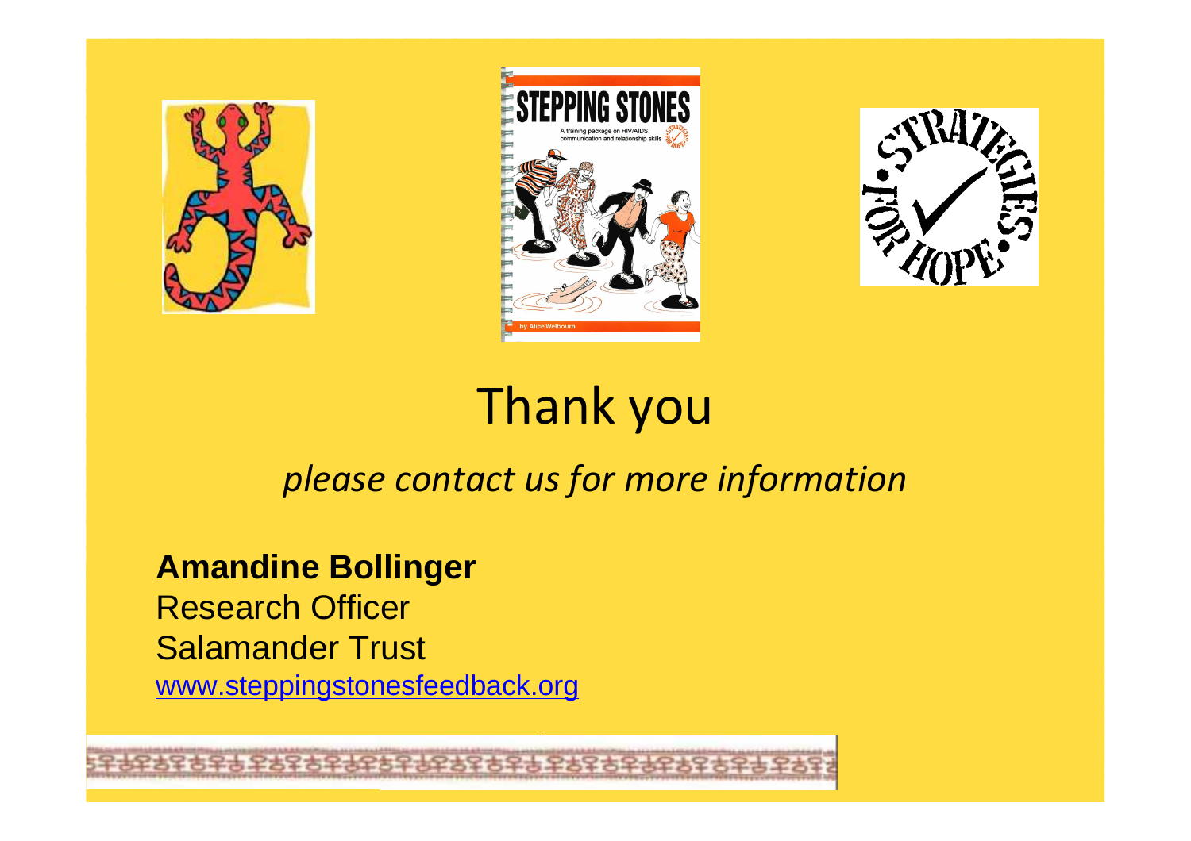# Thank you

*please contact us for more information*

**Amandine Bollinger**
Research Officer
Salamander Trust
www.steppingstonesfeedback.org